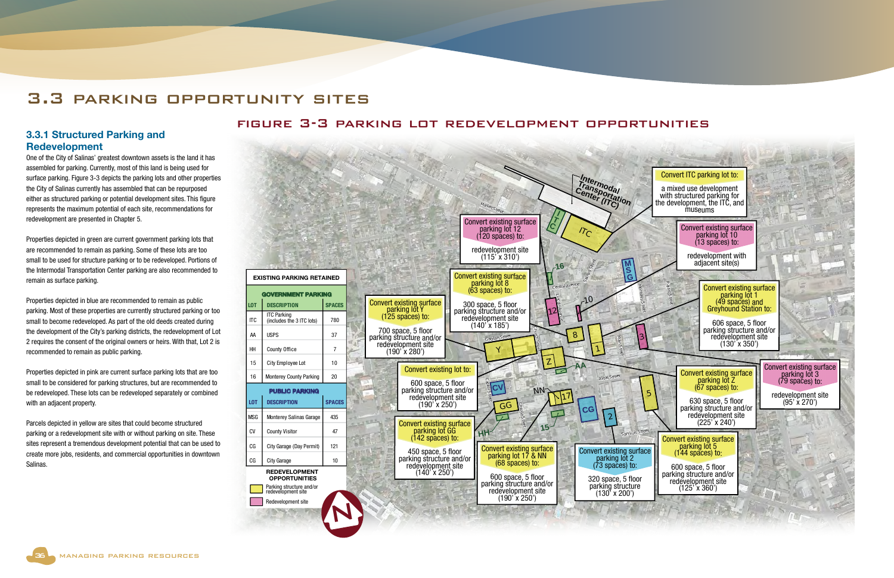# 3.3 PARKING OPPORTUNITY SITES

## 3.3.1 Structured Parking and Redevelopment

One of the City of Salinas' greatest downtown assets is the land it has assembled for parking. Currently, most of this land is being used for surface parking. Figure 3-3 depicts the parking lots and other properties the City of Salinas currently has assembled that can be repurposed either as structured parking or potential development sites. This figure represents the maximum potential of each site, recommendations for redevelopment are presented in Chapter 5.

Properties depicted in green are current government parking lots that are recommended to remain as parking. Some of these lots are too small to be used for structure parking or to be redeveloped. Portions of the Intermodal Transportation Center parking are also recommended to remain as surface parking.

Properties depicted in blue are recommended to remain as public parking. Most of these properties are currently structured parking or too small to become redeveloped. As part of the old deeds created during the development of the City's parking districts, the redevelopment of Lot 2 requires the consent of the original owners or heirs. With that, Lot 2 is recommended to remain as public parking.

Properties depicted in pink are current surface parking lots that are too small to be considered for parking structures, but are recommended to be redeveloped. These lots can be redeveloped separately or combined with an adjacent property.

Parcels depicted in yellow are sites that could become structured parking or a redevelopment site with or without parking on site. These sites represent a tremendous development potential that can be used to create more jobs, residents, and commercial opportunities in downtown Salinas.

## FIGURE 3-3 PARKING LOT REDEVELOPMENT OPPORTUNITIES

**EXISTING PARKING RETAINED**

| LOT | DESCRIPTION | SPACES |
|---|---|---|
| **GOVERNMENT PARKING** | | |
| ITC | ITC Parking (includes the 3 ITC lots) | 780 |
| AA | USPS | 37 |
| HH | County Office | 7 |
| 15 | City Employee Lot | 10 |
| 16 | Monterey County Parking | 20 |
| **PUBLIC PARKING** | | |
| MSG | Monterey Salinas Garage | 435 |
| CV | County Visitor | 47 |
| CG | City Garage (Day Permit) | 121 |
| CG | City Garage | 10 |

**REDEVELOPMENT OPPORTUNITIES**

- Parking structure and/or redevelopment site (yellow)
- Redevelopment site (pink)

Convert ITC parking lot to: a mixed use development with structured parking for the development, the ITC, and museums

Convert existing surface parking lot 12 (120 spaces) to: redevelopment site (115' x 310')

Convert existing surface parking lot 10 (13 spaces) to: redevelopment with adjacent site(s)

Convert existing surface parking lot 8 (63 spaces) to: 300 space, 5 floor parking structure and/or redevelopment site (140' x 185')

Convert existing surface parking lot 1 (49 spaces) and Greyhound Station to: 606 space, 5 floor parking structure and/or redevelopment site (130' x 350')

Convert existing surface parking lot Y (125 spaces) to: 700 space, 5 floor parking structure and/or redevelopment site (190' x 280')

Convert existing lot to: 600 space, 5 floor parking structure and/or redevelopment site (190' x 250')

Convert existing surface parking lot Z (67 spaces) to: 630 space, 5 floor parking structure and/or redevelopment site (225' x 240')

Convert existing surface parking lot 3 (79 spaces) to: redevelopment site (95' x 270')

Convert existing surface parking lot GG (142 spaces) to: 450 space, 5 floor parking structure and/or redevelopment site (140' x 250')

Convert existing surface parking lot 17 & NN (68 spaces) to: 600 space, 5 floor parking structure and/or redevelopment site (190' x 250')

Convert existing surface parking lot 2 (73 spaces) to: 320 space, 5 floor parking structure (130' x 200')

Convert existing surface parking lot 5 (144 spaces) to: 600 space, 5 floor parking structure and/or redevelopment site (125' x 360')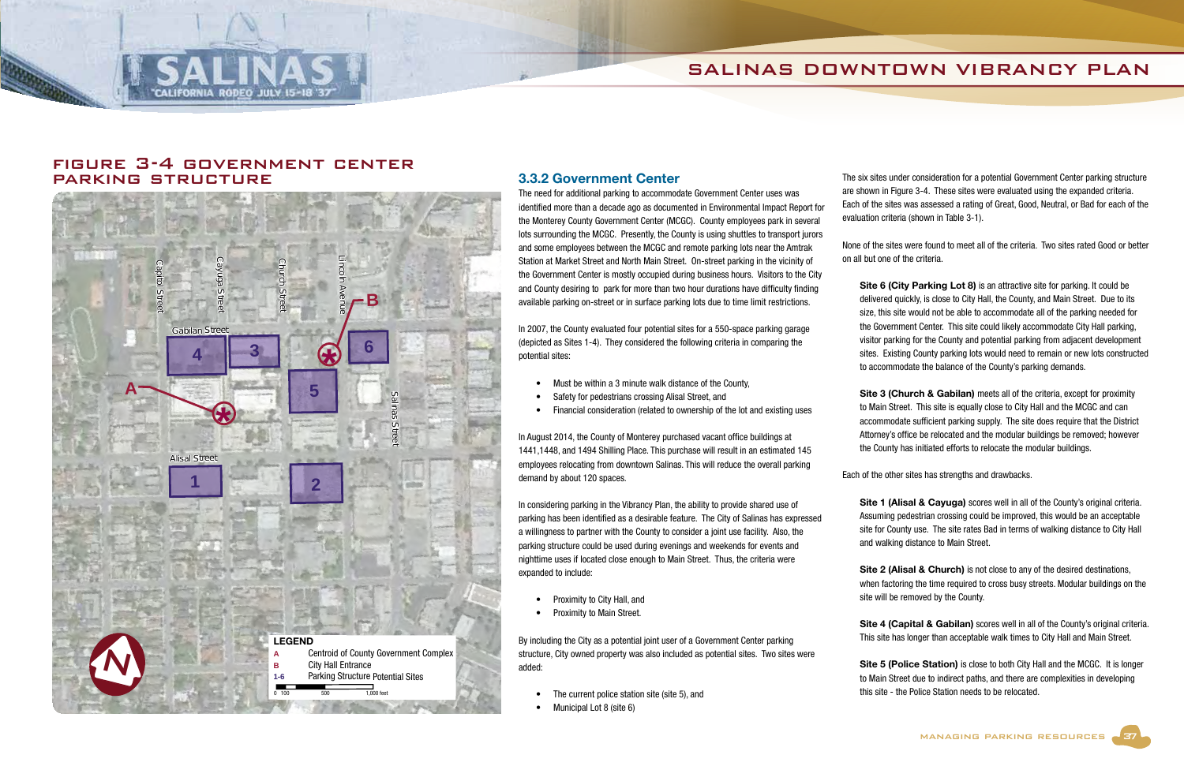## FIGURE 3-4 GOVERNMENT CENTER PARKING STRUCTURE

LEGEND
A Centroid of County Government Complex
B City Hall Entrance
1-6 Parking Structure Potential Sites

### 3.3.2 Government Center

The need for additional parking to accommodate Government Center uses was identified more than a decade ago as documented in Environmental Impact Report for the Monterey County Government Center (MCGC). County employees park in several lots surrounding the MCGC. Presently, the County is using shuttles to transport jurors and some employees between the MCGC and remote parking lots near the Amtrak Station at Market Street and North Main Street. On-street parking in the vicinity of the Government Center is mostly occupied during business hours. Visitors to the City and County desiring to park for more than two hour durations have difficulty finding available parking on-street or in surface parking lots due to time limit restrictions.

In 2007, the County evaluated four potential sites for a 550-space parking garage (depicted as Sites 1-4). They considered the following criteria in comparing the potential sites:

- Must be within a 3 minute walk distance of the County,
- Safety for pedestrians crossing Alisal Street, and
- Financial consideration (related to ownership of the lot and existing uses

In August 2014, the County of Monterey purchased vacant office buildings at 1441,1448, and 1494 Shilling Place. This purchase will result in an estimated 145 employees relocating from downtown Salinas. This will reduce the overall parking demand by about 120 spaces.

In considering parking in the Vibrancy Plan, the ability to provide shared use of parking has been identified as a desirable feature. The City of Salinas has expressed a willingness to partner with the County to consider a joint use facility. Also, the parking structure could be used during evenings and weekends for events and nighttime uses if located close enough to Main Street. Thus, the criteria were expanded to include:

- Proximity to City Hall, and
- Proximity to Main Street.

By including the City as a potential joint user of a Government Center parking structure, City owned property was also included as potential sites. Two sites were added:

- The current police station site (site 5), and
- Municipal Lot 8 (site 6)

The six sites under consideration for a potential Government Center parking structure are shown in Figure 3-4. These sites were evaluated using the expanded criteria. Each of the sites was assessed a rating of Great, Good, Neutral, or Bad for each of the evaluation criteria (shown in Table 3-1).

None of the sites were found to meet all of the criteria. Two sites rated Good or better on all but one of the criteria.

**Site 6 (City Parking Lot 8)** is an attractive site for parking. It could be delivered quickly, is close to City Hall, the County, and Main Street. Due to its size, this site would not be able to accommodate all of the parking needed for the Government Center. This site could likely accommodate City Hall parking, visitor parking for the County and parking from adjacent development sites. Existing County parking lots would need to remain or new lots constructed to accommodate the balance of the County's parking demands.

**Site 3 (Church & Gabilan)** meets all of the criteria, except for proximity to Main Street. This site is equally close to City Hall and the MCGC and can accommodate sufficient parking supply. The site does require that the District Attorney's office be relocated and the modular buildings be removed; however the County has initiated efforts to relocate the modular buildings.

Each of the other sites has strengths and drawbacks.

**Site 1 (Alisal & Cayuga)** scores well in all of the County's original criteria. Assuming pedestrian crossing could be improved, this would be an acceptable site for County use. The site rates Bad in terms of walking distance to City Hall and walking distance to Main Street.

**Site 2 (Alisal & Church)** is not close to any of the desired destinations, when factoring the time required to cross busy streets. Modular buildings on the site will be removed by the County.

**Site 4 (Capital & Gabilan)** scores well in all of the County's original criteria. This site has longer than acceptable walk times to City Hall and Main Street.

**Site 5 (Police Station)** is close to both City Hall and the MCGC. It is longer to Main Street due to indirect paths, and there are complexities in developing this site - the Police Station needs to be relocated.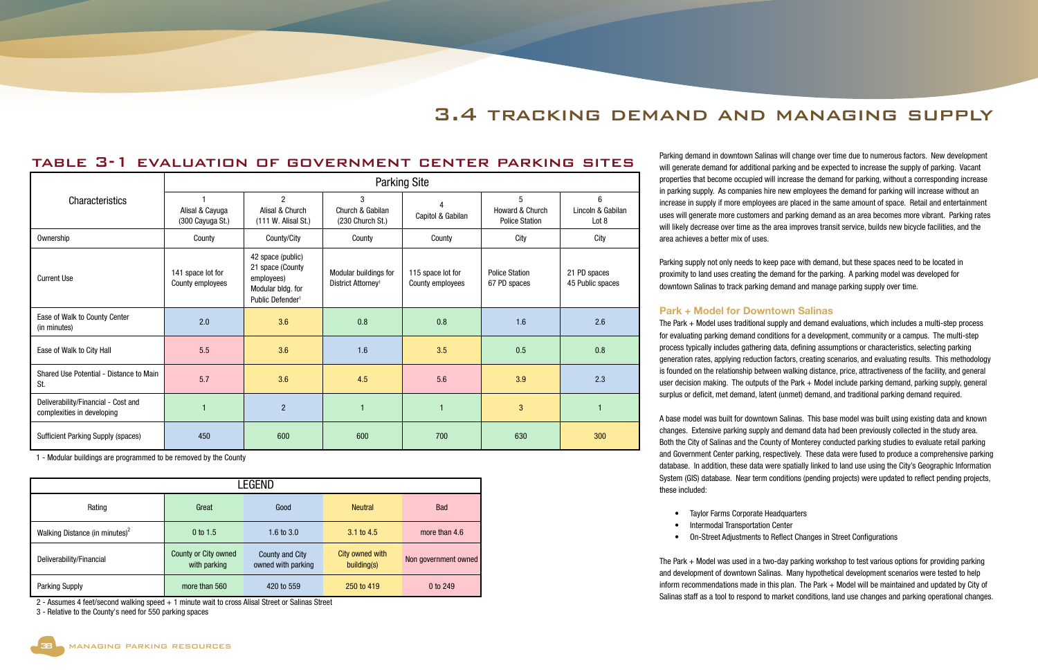# 3.4 TRACKING DEMAND AND MANAGING SUPPLY

## TABLE 3-1 EVALUATION OF GOVERNMENT CENTER PARKING SITES

| Characteristics | Parking Site | | | | | |
|---|---|---|---|---|---|---|
| | 1 Alisal & Cayuga (300 Cayuga St.) | 2 Alisal & Church (111 W. Alisal St.) | 3 Church & Gabilan (230 Church St.) | 4 Capitol & Gabilan | 5 Howard & Church Police Station | 6 Lincoln & Gabilan Lot 8 |
| Ownership | County | County/City | County | County | City | City |
| Current Use | 141 space lot for County employees | 42 space (public) 21 space (County employees) Modular bldg. for Public Defender[1] | Modular buildings for District Attorney[1] | 115 space lot for County employees | Police Station 67 PD spaces | 21 PD spaces 45 Public spaces |
| Ease of Walk to County Center (in minutes) | 2.0 | 3.6 | 0.8 | 0.8 | 1.6 | 2.6 |
| Ease of Walk to City Hall | 5.5 | 3.6 | 1.6 | 3.5 | 0.5 | 0.8 |
| Shared Use Potential - Distance to Main St. | 5.7 | 3.6 | 4.5 | 5.6 | 3.9 | 2.3 |
| Deliverability/Financial - Cost and complexities in developing | 1 | 2 | 1 | 1 | 3 | 1 |
| Sufficient Parking Supply (spaces) | 450 | 600 | 600 | 700 | 630 | 300 |

1 - Modular buildings are programmed to be removed by the County

| LEGEND | | | | |
|---|---|---|---|---|
| Rating | Great | Good | Neutral | Bad |
| Walking Distance (in minutes)[2] | 0 to 1.5 | 1.6 to 3.0 | 3.1 to 4.5 | more than 4.6 |
| Deliverability/Financial | County or City owned with parking | County and City owned with parking | City owned with building(s) | Non government owned |
| Parking Supply | more than 560 | 420 to 559 | 250 to 419 | 0 to 249 |

2 - Assumes 4 feet/second walking speed + 1 minute wait to cross Alisal Street or Salinas Street

3 - Relative to the County's need for 550 parking spaces

Parking demand in downtown Salinas will change over time due to numerous factors. New development will generate demand for additional parking and be expected to increase the supply of parking. Vacant properties that become occupied will increase the demand for parking, without a corresponding increase in parking supply. As companies hire new employees the demand for parking will increase without an increase in supply if more employees are placed in the same amount of space. Retail and entertainment uses will generate more customers and parking demand as an area becomes more vibrant. Parking rates will likely decrease over time as the area improves transit service, builds new bicycle facilities, and the area achieves a better mix of uses.

Parking supply not only needs to keep pace with demand, but these spaces need to be located in proximity to land uses creating the demand for the parking. A parking model was developed for downtown Salinas to track parking demand and manage parking supply over time.

### Park + Model for Downtown Salinas

The Park + Model uses traditional supply and demand evaluations, which includes a multi-step process for evaluating parking demand conditions for a development, community or a campus. The multi-step process typically includes gathering data, defining assumptions or characteristics, selecting parking generation rates, applying reduction factors, creating scenarios, and evaluating results. This methodology is founded on the relationship between walking distance, price, attractiveness of the facility, and general user decision making. The outputs of the Park + Model include parking demand, parking supply, general surplus or deficit, met demand, latent (unmet) demand, and traditional parking demand required.

A base model was built for downtown Salinas. This base model was built using existing data and known changes. Extensive parking supply and demand data had been previously collected in the study area. Both the City of Salinas and the County of Monterey conducted parking studies to evaluate retail parking and Government Center parking, respectively. These data were fused to produce a comprehensive parking database. In addition, these data were spatially linked to land use using the City's Geographic Information System (GIS) database. Near term conditions (pending projects) were updated to reflect pending projects, these included:

- Taylor Farms Corporate Headquarters
- Intermodal Transportation Center
- On-Street Adjustments to Reflect Changes in Street Configurations

The Park + Model was used in a two-day parking workshop to test various options for providing parking and development of downtown Salinas. Many hypothetical development scenarios were tested to help inform recommendations made in this plan. The Park + Model will be maintained and updated by City of Salinas staff as a tool to respond to market conditions, land use changes and parking operational changes.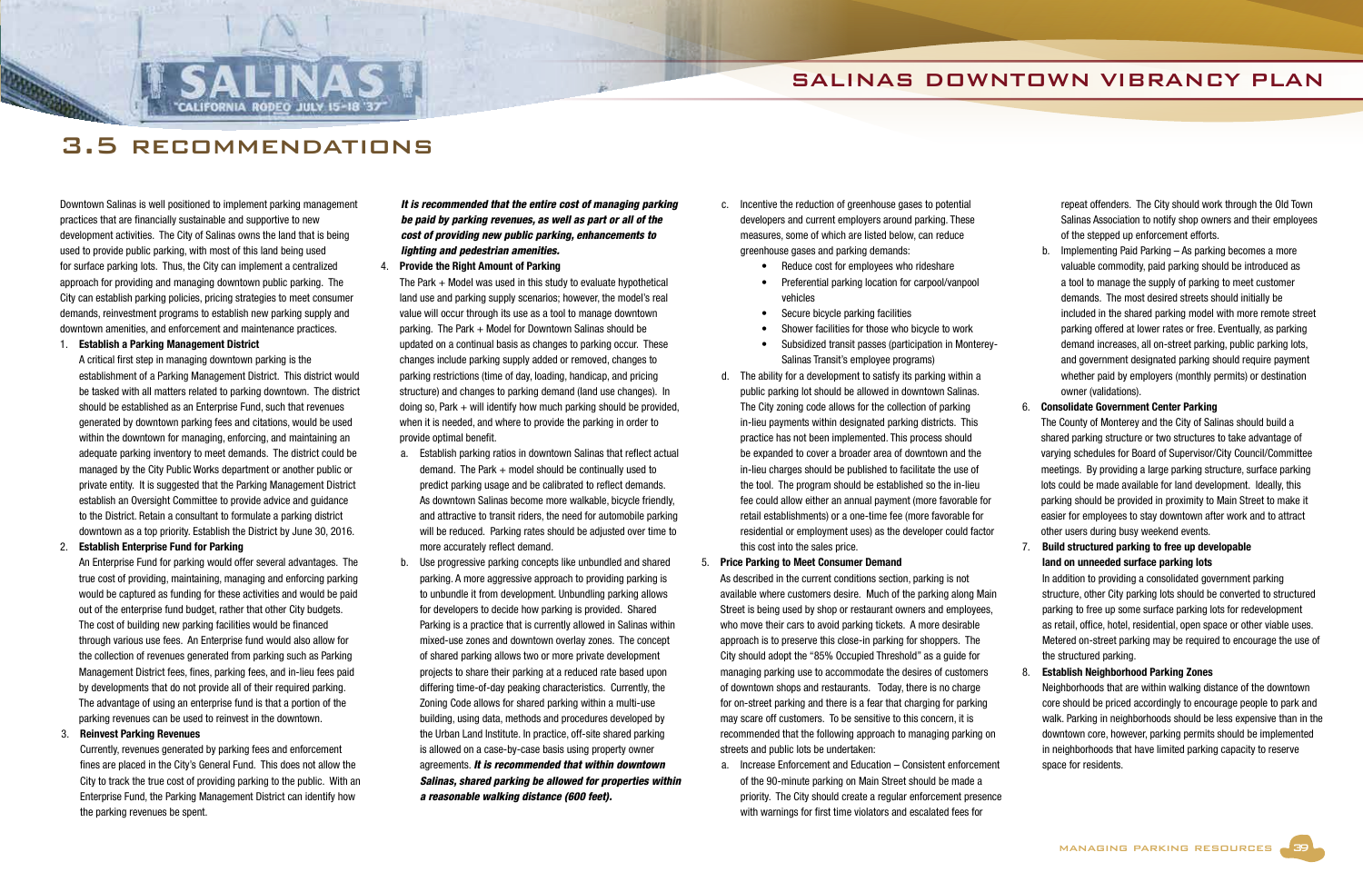## 3.5 Recommendations

Downtown Salinas is well positioned to implement parking management practices that are financially sustainable and supportive to new development activities. The City of Salinas owns the land that is being used to provide public parking, with most of this land being used for surface parking lots. Thus, the City can implement a centralized approach for providing and managing downtown public parking. The City can establish parking policies, pricing strategies to meet consumer demands, reinvestment programs to establish new parking supply and downtown amenities, and enforcement and maintenance practices.

1. **Establish a Parking Management District**

   A critical first step in managing downtown parking is the establishment of a Parking Management District. This district would be tasked with all matters related to parking downtown. The district should be established as an Enterprise Fund, such that revenues generated by downtown parking fees and citations, would be used within the downtown for managing, enforcing, and maintaining an adequate parking inventory to meet demands. The district could be managed by the City Public Works department or another public or private entity. It is suggested that the Parking Management District establish an Oversight Committee to provide advice and guidance to the District. Retain a consultant to formulate a parking district downtown as a top priority. Establish the District by June 30, 2016.

2. **Establish Enterprise Fund for Parking**

   An Enterprise Fund for parking would offer several advantages. The true cost of providing, maintaining, managing and enforcing parking would be captured as funding for these activities and would be paid out of the enterprise fund budget, rather that other City budgets. The cost of building new parking facilities would be financed through various use fees. An Enterprise fund would also allow for the collection of revenues generated from parking such as Parking Management District fees, fines, parking fees, and in-lieu fees paid by developments that do not provide all of their required parking. The advantage of using an enterprise fund is that a portion of the parking revenues can be used to reinvest in the downtown.

3. **Reinvest Parking Revenues**

   Currently, revenues generated by parking fees and enforcement fines are placed in the City's General Fund. This does not allow the City to track the true cost of providing parking to the public. With an Enterprise Fund, the Parking Management District can identify how the parking revenues be spent.

   ***It is recommended that the entire cost of managing parking be paid by parking revenues, as well as part or all of the cost of providing new public parking, enhancements to lighting and pedestrian amenities.***

4. **Provide the Right Amount of Parking**

   The Park + Model was used in this study to evaluate hypothetical land use and parking supply scenarios; however, the model's real value will occur through its use as a tool to manage downtown parking. The Park + Model for Downtown Salinas should be updated on a continual basis as changes to parking occur. These changes include parking supply added or removed, changes to parking restrictions (time of day, loading, handicap, and pricing structure) and changes to parking demand (land use changes). In doing so, Park + will identify how much parking should be provided, when it is needed, and where to provide the parking in order to provide optimal benefit.

   a. Establish parking ratios in downtown Salinas that reflect actual demand. The Park + model should be continually used to predict parking usage and be calibrated to reflect demands. As downtown Salinas become more walkable, bicycle friendly, and attractive to transit riders, the need for automobile parking will be reduced. Parking rates should be adjusted over time to more accurately reflect demand.

   b. Use progressive parking concepts like unbundled and shared parking. A more aggressive approach to providing parking is to unbundle it from development. Unbundling parking allows for developers to decide how parking is provided. Shared Parking is a practice that is currently allowed in Salinas within mixed-use zones and downtown overlay zones. The concept of shared parking allows two or more private development projects to share their parking at a reduced rate based upon differing time-of-day peaking characteristics. Currently, the Zoning Code allows for shared parking within a multi-use building, using data, methods and procedures developed by the Urban Land Institute. In practice, off-site shared parking is allowed on a case-by-case basis using property owner agreements. ***It is recommended that within downtown Salinas, shared parking be allowed for properties within a reasonable walking distance (600 feet).***

   c. Incentive the reduction of greenhouse gases to potential developers and current employers around parking. These measures, some of which are listed below, can reduce greenhouse gases and parking demands:
      - Reduce cost for employees who rideshare
      - Preferential parking location for carpool/vanpool vehicles
      - Secure bicycle parking facilities
      - Shower facilities for those who bicycle to work
      - Subsidized transit passes (participation in Monterey-Salinas Transit's employee programs)

   d. The ability for a development to satisfy its parking within a public parking lot should be allowed in downtown Salinas. The City zoning code allows for the collection of parking in-lieu payments within designated parking districts. This practice has not been implemented. This process should be expanded to cover a broader area of downtown and the in-lieu charges should be published to facilitate the use of the tool. The program should be established so the in-lieu fee could allow either an annual payment (more favorable for retail establishments) or a one-time fee (more favorable for residential or employment uses) as the developer could factor this cost into the sales price.

5. **Price Parking to Meet Consumer Demand**

   As described in the current conditions section, parking is not available where customers desire. Much of the parking along Main Street is being used by shop or restaurant owners and employees, who move their cars to avoid parking tickets. A more desirable approach is to preserve this close-in parking for shoppers. The City should adopt the "85% Occupied Threshold" as a guide for managing parking use to accommodate the desires of customers of downtown shops and restaurants. Today, there is no charge for on-street parking and there is a fear that charging for parking may scare off customers. To be sensitive to this concern, it is recommended that the following approach to managing parking on streets and public lots be undertaken:

   a. Increase Enforcement and Education – Consistent enforcement of the 90-minute parking on Main Street should be made a priority. The City should create a regular enforcement presence with warnings for first time violators and escalated fees for repeat offenders. The City should work through the Old Town Salinas Association to notify shop owners and their employees of the stepped up enforcement efforts.

   b. Implementing Paid Parking – As parking becomes a more valuable commodity, paid parking should be introduced as a tool to manage the supply of parking to meet customer demands. The most desired streets should initially be included in the shared parking model with more remote street parking offered at lower rates or free. Eventually, as parking demand increases, all on-street parking, public parking lots, and government designated parking should require payment whether paid by employers (monthly permits) or destination owner (validations).

6. **Consolidate Government Center Parking**

   The County of Monterey and the City of Salinas should build a shared parking structure or two structures to take advantage of varying schedules for Board of Supervisor/City Council/Committee meetings. By providing a large parking structure, surface parking lots could be made available for land development. Ideally, this parking should be provided in proximity to Main Street to make it easier for employees to stay downtown after work and to attract other users during busy weekend events.

7. **Build structured parking to free up developable land on unneeded surface parking lots**

   In addition to providing a consolidated government parking structure, other City parking lots should be converted to structured parking to free up some surface parking lots for redevelopment as retail, office, hotel, residential, open space or other viable uses. Metered on-street parking may be required to encourage the use of the structured parking.

8. **Establish Neighborhood Parking Zones**

   Neighborhoods that are within walking distance of the downtown core should be priced accordingly to encourage people to park and walk. Parking in neighborhoods should be less expensive than in the downtown core, however, parking permits should be implemented in neighborhoods that have limited parking capacity to reserve space for residents.